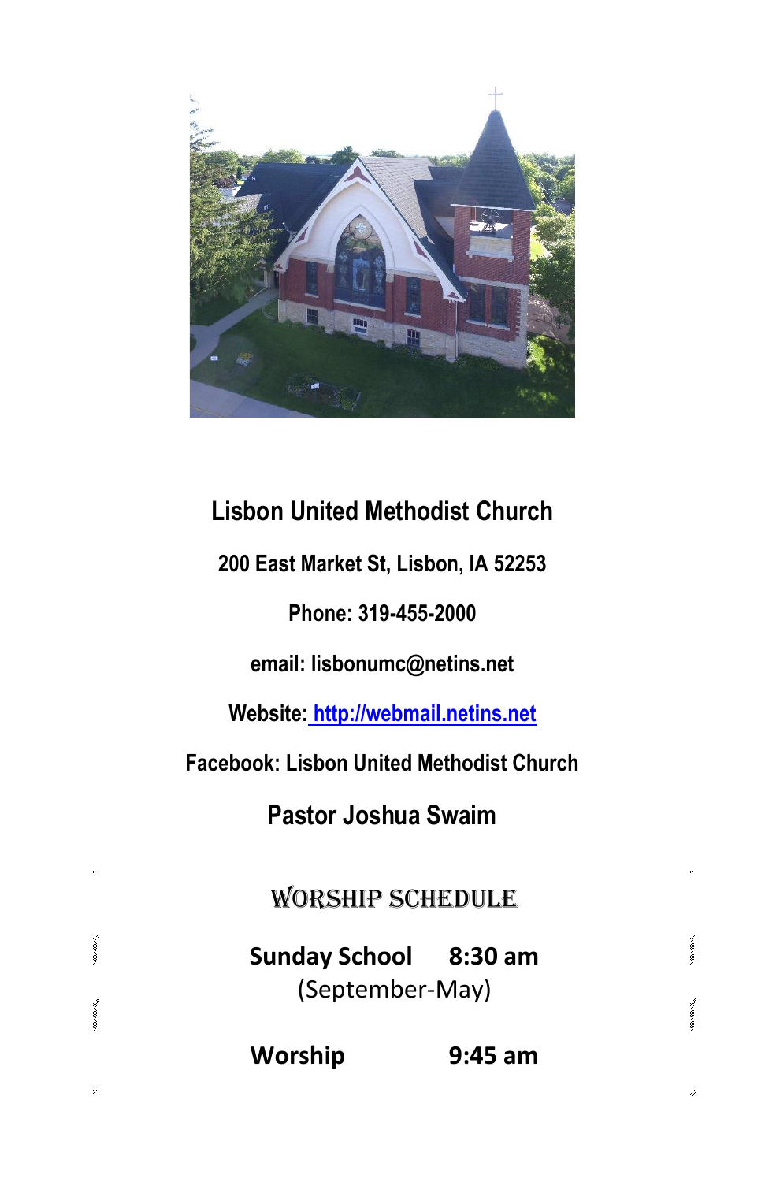# Lisbon United Methodist Church

**200 East Market St, Lisbon, IA 52253**

**Phone: 319-455-2000**

**email: lisbonumc@netins.net**

**Website: [http://webmail.netins.net](http://webmail.netins.net)**

**Facebook: Lisbon United Methodist Church**

## Pastor Joshua Swaim

## WORSHIP SCHEDULE

**Sunday School 8:30 am**
(September-May)

**Worship 9:45 am**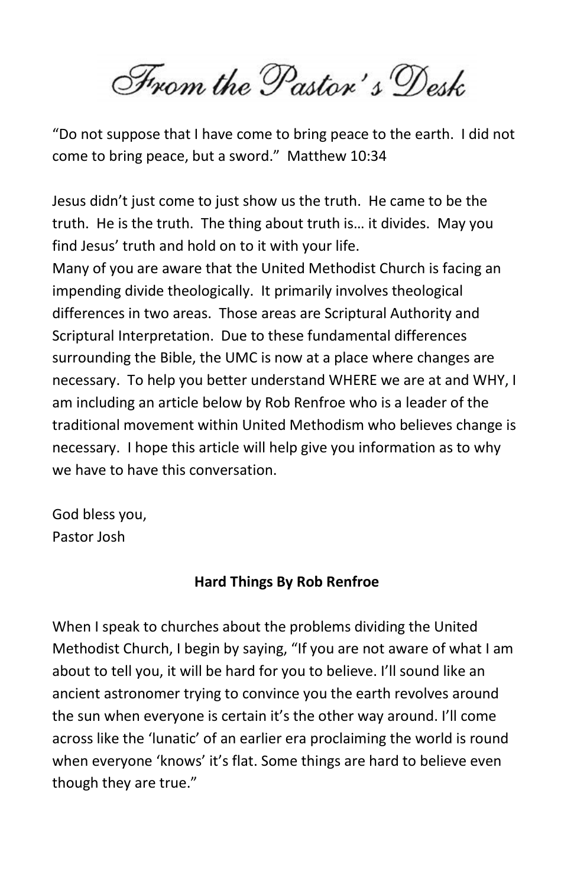# From the Pastor's Desk

"Do not suppose that I have come to bring peace to the earth. I did not come to bring peace, but a sword." Matthew 10:34

Jesus didn't just come to just show us the truth. He came to be the truth. He is the truth. The thing about truth is… it divides. May you find Jesus' truth and hold on to it with your life.
Many of you are aware that the United Methodist Church is facing an impending divide theologically. It primarily involves theological differences in two areas. Those areas are Scriptural Authority and Scriptural Interpretation. Due to these fundamental differences surrounding the Bible, the UMC is now at a place where changes are necessary. To help you better understand WHERE we are at and WHY, I am including an article below by Rob Renfroe who is a leader of the traditional movement within United Methodism who believes change is necessary. I hope this article will help give you information as to why we have to have this conversation.

God bless you,
Pastor Josh

**Hard Things By Rob Renfroe**

When I speak to churches about the problems dividing the United Methodist Church, I begin by saying, "If you are not aware of what I am about to tell you, it will be hard for you to believe. I'll sound like an ancient astronomer trying to convince you the earth revolves around the sun when everyone is certain it's the other way around. I'll come across like the 'lunatic' of an earlier era proclaiming the world is round when everyone 'knows' it's flat. Some things are hard to believe even though they are true."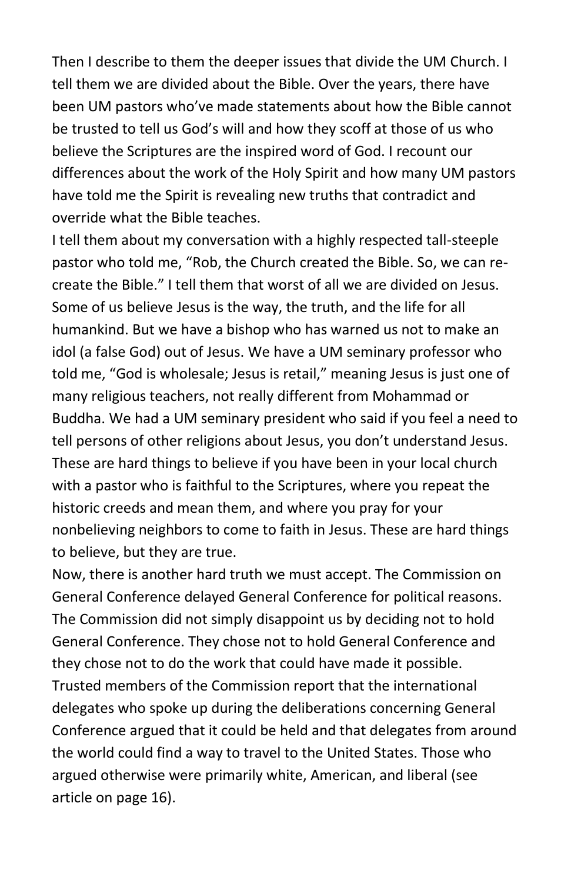Then I describe to them the deeper issues that divide the UM Church. I tell them we are divided about the Bible. Over the years, there have been UM pastors who've made statements about how the Bible cannot be trusted to tell us God's will and how they scoff at those of us who believe the Scriptures are the inspired word of God. I recount our differences about the work of the Holy Spirit and how many UM pastors have told me the Spirit is revealing new truths that contradict and override what the Bible teaches.

I tell them about my conversation with a highly respected tall-steeple pastor who told me, "Rob, the Church created the Bible. So, we can re-create the Bible." I tell them that worst of all we are divided on Jesus. Some of us believe Jesus is the way, the truth, and the life for all humankind. But we have a bishop who has warned us not to make an idol (a false God) out of Jesus. We have a UM seminary professor who told me, "God is wholesale; Jesus is retail," meaning Jesus is just one of many religious teachers, not really different from Mohammad or Buddha. We had a UM seminary president who said if you feel a need to tell persons of other religions about Jesus, you don't understand Jesus. These are hard things to believe if you have been in your local church with a pastor who is faithful to the Scriptures, where you repeat the historic creeds and mean them, and where you pray for your nonbelieving neighbors to come to faith in Jesus. These are hard things to believe, but they are true.

Now, there is another hard truth we must accept. The Commission on General Conference delayed General Conference for political reasons. The Commission did not simply disappoint us by deciding not to hold General Conference. They chose not to hold General Conference and they chose not to do the work that could have made it possible. Trusted members of the Commission report that the international delegates who spoke up during the deliberations concerning General Conference argued that it could be held and that delegates from around the world could find a way to travel to the United States. Those who argued otherwise were primarily white, American, and liberal (see article on page 16).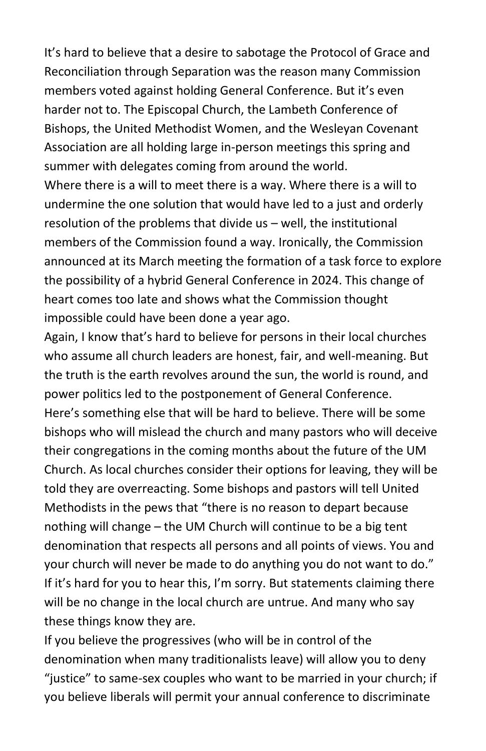It's hard to believe that a desire to sabotage the Protocol of Grace and Reconciliation through Separation was the reason many Commission members voted against holding General Conference. But it's even harder not to. The Episcopal Church, the Lambeth Conference of Bishops, the United Methodist Women, and the Wesleyan Covenant Association are all holding large in-person meetings this spring and summer with delegates coming from around the world.

Where there is a will to meet there is a way. Where there is a will to undermine the one solution that would have led to a just and orderly resolution of the problems that divide us – well, the institutional members of the Commission found a way. Ironically, the Commission announced at its March meeting the formation of a task force to explore the possibility of a hybrid General Conference in 2024. This change of heart comes too late and shows what the Commission thought impossible could have been done a year ago.

Again, I know that's hard to believe for persons in their local churches who assume all church leaders are honest, fair, and well-meaning. But the truth is the earth revolves around the sun, the world is round, and power politics led to the postponement of General Conference.

Here's something else that will be hard to believe. There will be some bishops who will mislead the church and many pastors who will deceive their congregations in the coming months about the future of the UM Church. As local churches consider their options for leaving, they will be told they are overreacting. Some bishops and pastors will tell United Methodists in the pews that "there is no reason to depart because nothing will change – the UM Church will continue to be a big tent denomination that respects all persons and all points of views. You and your church will never be made to do anything you do not want to do." If it's hard for you to hear this, I'm sorry. But statements claiming there will be no change in the local church are untrue. And many who say these things know they are.

If you believe the progressives (who will be in control of the denomination when many traditionalists leave) will allow you to deny "justice" to same-sex couples who want to be married in your church; if you believe liberals will permit your annual conference to discriminate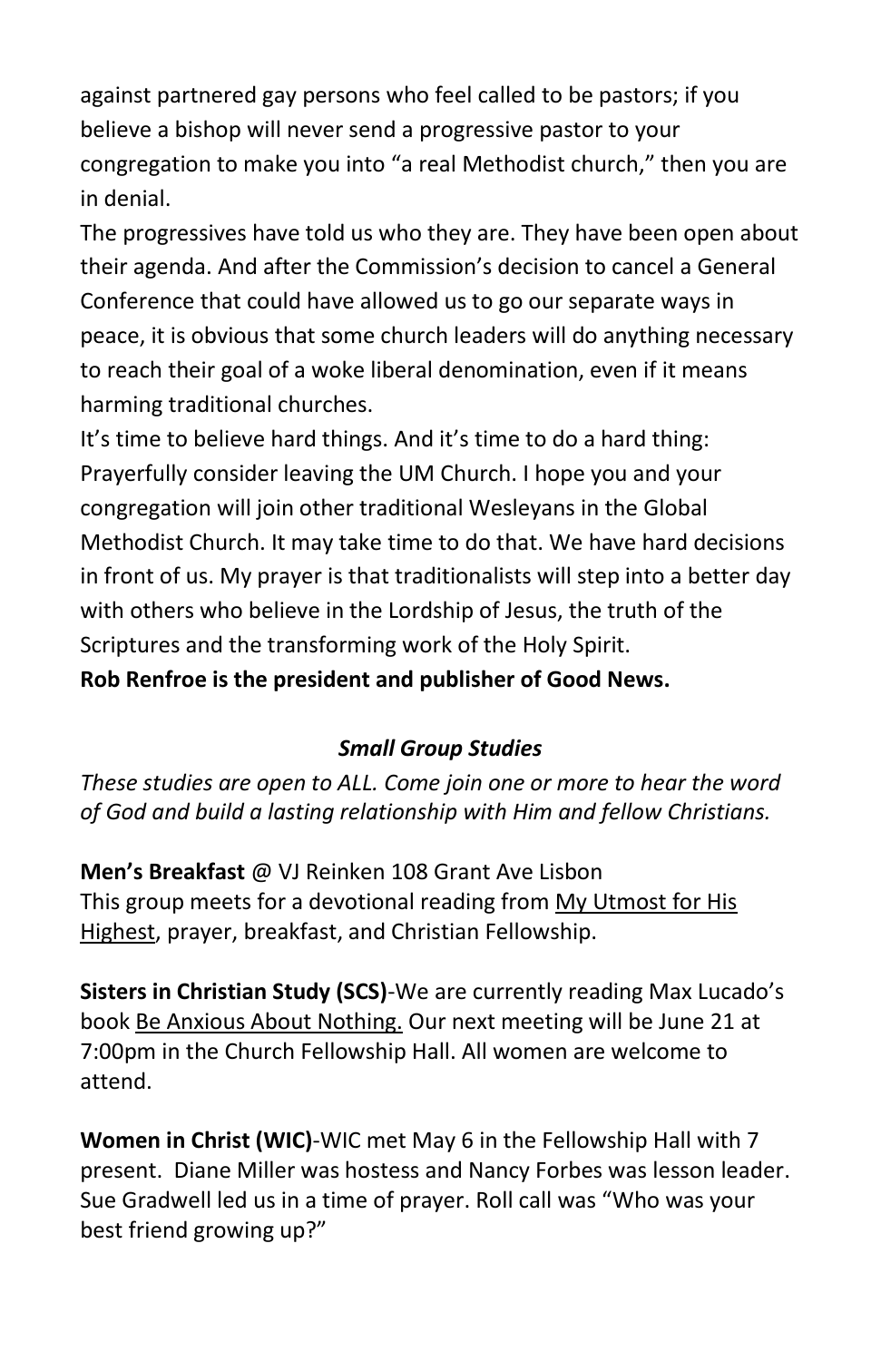against partnered gay persons who feel called to be pastors; if you believe a bishop will never send a progressive pastor to your congregation to make you into "a real Methodist church," then you are in denial.

The progressives have told us who they are. They have been open about their agenda. And after the Commission's decision to cancel a General Conference that could have allowed us to go our separate ways in peace, it is obvious that some church leaders will do anything necessary to reach their goal of a woke liberal denomination, even if it means harming traditional churches.

It's time to believe hard things. And it's time to do a hard thing: Prayerfully consider leaving the UM Church. I hope you and your congregation will join other traditional Wesleyans in the Global Methodist Church. It may take time to do that. We have hard decisions in front of us. My prayer is that traditionalists will step into a better day with others who believe in the Lordship of Jesus, the truth of the Scriptures and the transforming work of the Holy Spirit.

**Rob Renfroe is the president and publisher of Good News.**

### *Small Group Studies*

*These studies are open to ALL. Come join one or more to hear the word of God and build a lasting relationship with Him and fellow Christians.*

**Men's Breakfast** @ VJ Reinken 108 Grant Ave Lisbon
This group meets for a devotional reading from <u>My Utmost for His Highest</u>, prayer, breakfast, and Christian Fellowship.

**Sisters in Christian Study (SCS)**-We are currently reading Max Lucado's book <u>Be Anxious About Nothing.</u> Our next meeting will be June 21 at 7:00pm in the Church Fellowship Hall. All women are welcome to attend.

**Women in Christ (WIC)**-WIC met May 6 in the Fellowship Hall with 7 present. Diane Miller was hostess and Nancy Forbes was lesson leader. Sue Gradwell led us in a time of prayer. Roll call was "Who was your best friend growing up?"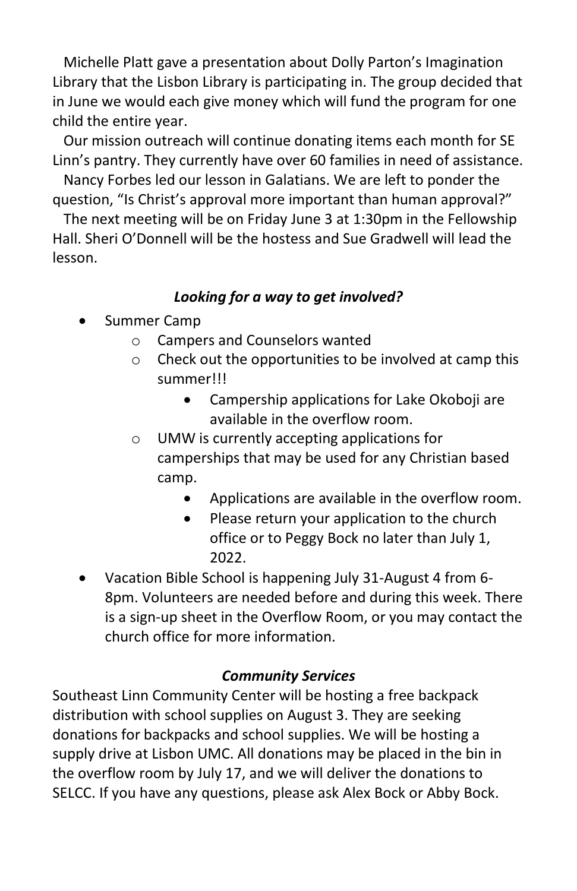Michelle Platt gave a presentation about Dolly Parton's Imagination Library that the Lisbon Library is participating in. The group decided that in June we would each give money which will fund the program for one child the entire year.

Our mission outreach will continue donating items each month for SE Linn's pantry. They currently have over 60 families in need of assistance.

Nancy Forbes led our lesson in Galatians. We are left to ponder the question, "Is Christ's approval more important than human approval?"

The next meeting will be on Friday June 3 at 1:30pm in the Fellowship Hall. Sheri O'Donnell will be the hostess and Sue Gradwell will lead the lesson.

### *Looking for a way to get involved?*

- Summer Camp
  - Campers and Counselors wanted
  - Check out the opportunities to be involved at camp this summer!!!
    - Campership applications for Lake Okoboji are available in the overflow room.
  - UMW is currently accepting applications for camperships that may be used for any Christian based camp.
    - Applications are available in the overflow room.
    - Please return your application to the church office or to Peggy Bock no later than July 1, 2022.
- Vacation Bible School is happening July 31-August 4 from 6-8pm. Volunteers are needed before and during this week. There is a sign-up sheet in the Overflow Room, or you may contact the church office for more information.

### *Community Services*

Southeast Linn Community Center will be hosting a free backpack distribution with school supplies on August 3. They are seeking donations for backpacks and school supplies. We will be hosting a supply drive at Lisbon UMC. All donations may be placed in the bin in the overflow room by July 17, and we will deliver the donations to SELCC. If you have any questions, please ask Alex Bock or Abby Bock.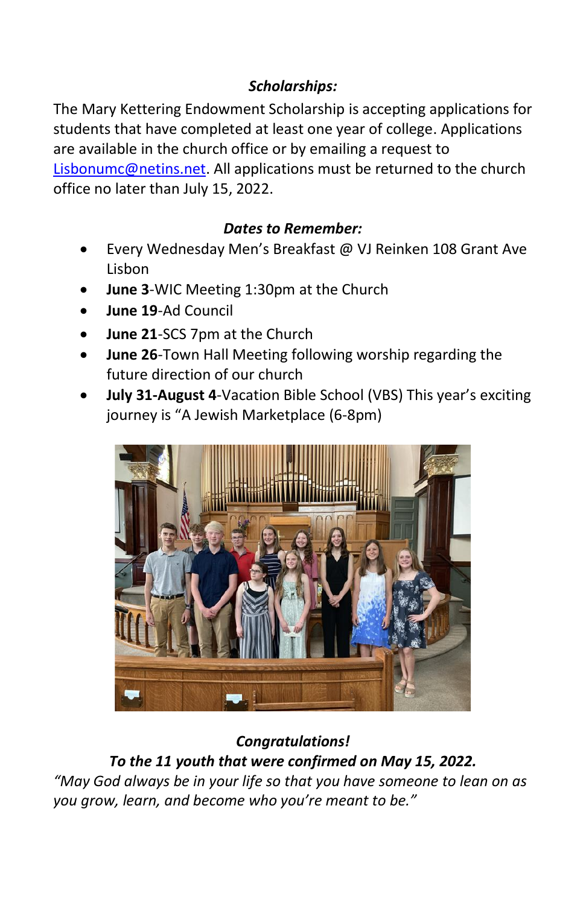### *Scholarships:*

The Mary Kettering Endowment Scholarship is accepting applications for students that have completed at least one year of college. Applications are available in the church office or by emailing a request to Lisbonumc@netins.net. All applications must be returned to the church office no later than July 15, 2022.

### *Dates to Remember:*

- Every Wednesday Men's Breakfast @ VJ Reinken 108 Grant Ave Lisbon
- **June 3**-WIC Meeting 1:30pm at the Church
- **June 19**-Ad Council
- **June 21**-SCS 7pm at the Church
- **June 26**-Town Hall Meeting following worship regarding the future direction of our church
- **July 31-August 4**-Vacation Bible School (VBS) This year's exciting journey is "A Jewish Marketplace (6-8pm)

### *Congratulations!*

***To the 11 youth that were confirmed on May 15, 2022.***

*"May God always be in your life so that you have someone to lean on as you grow, learn, and become who you're meant to be."*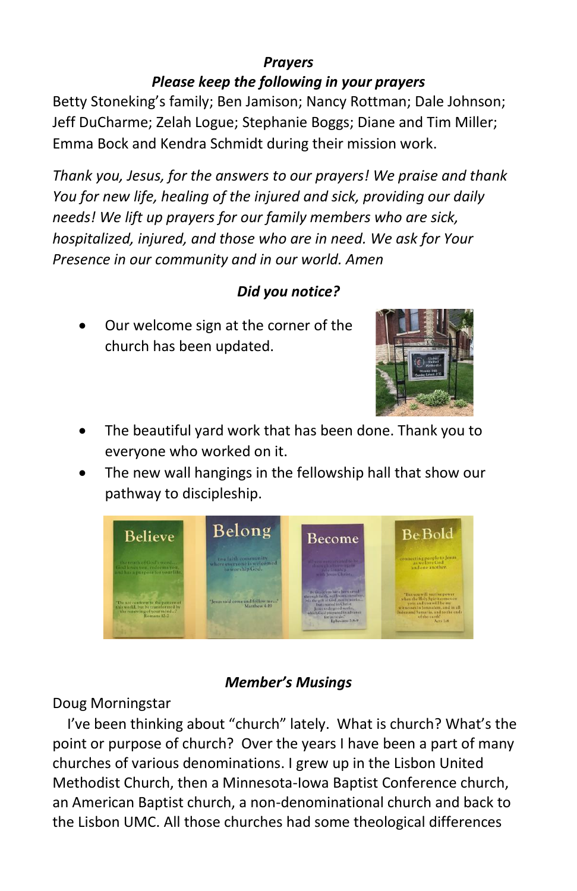### *Prayers*

### *Please keep the following in your prayers*

Betty Stoneking's family; Ben Jamison; Nancy Rottman; Dale Johnson; Jeff DuCharme; Zelah Logue; Stephanie Boggs; Diane and Tim Miller; Emma Bock and Kendra Schmidt during their mission work.

*Thank you, Jesus, for the answers to our prayers! We praise and thank You for new life, healing of the injured and sick, providing our daily needs! We lift up prayers for our family members who are sick, hospitalized, injured, and those who are in need. We ask for Your Presence in our community and in our world. Amen*

### *Did you notice?*

- Our welcome sign at the corner of the church has been updated.
- The beautiful yard work that has been done. Thank you to everyone who worked on it.
- The new wall hangings in the fellowship hall that show our pathway to discipleship.

### *Member's Musings*

Doug Morningstar

I've been thinking about "church" lately. What is church? What's the point or purpose of church? Over the years I have been a part of many churches of various denominations. I grew up in the Lisbon United Methodist Church, then a Minnesota-Iowa Baptist Conference church, an American Baptist church, a non-denominational church and back to the Lisbon UMC. All those churches had some theological differences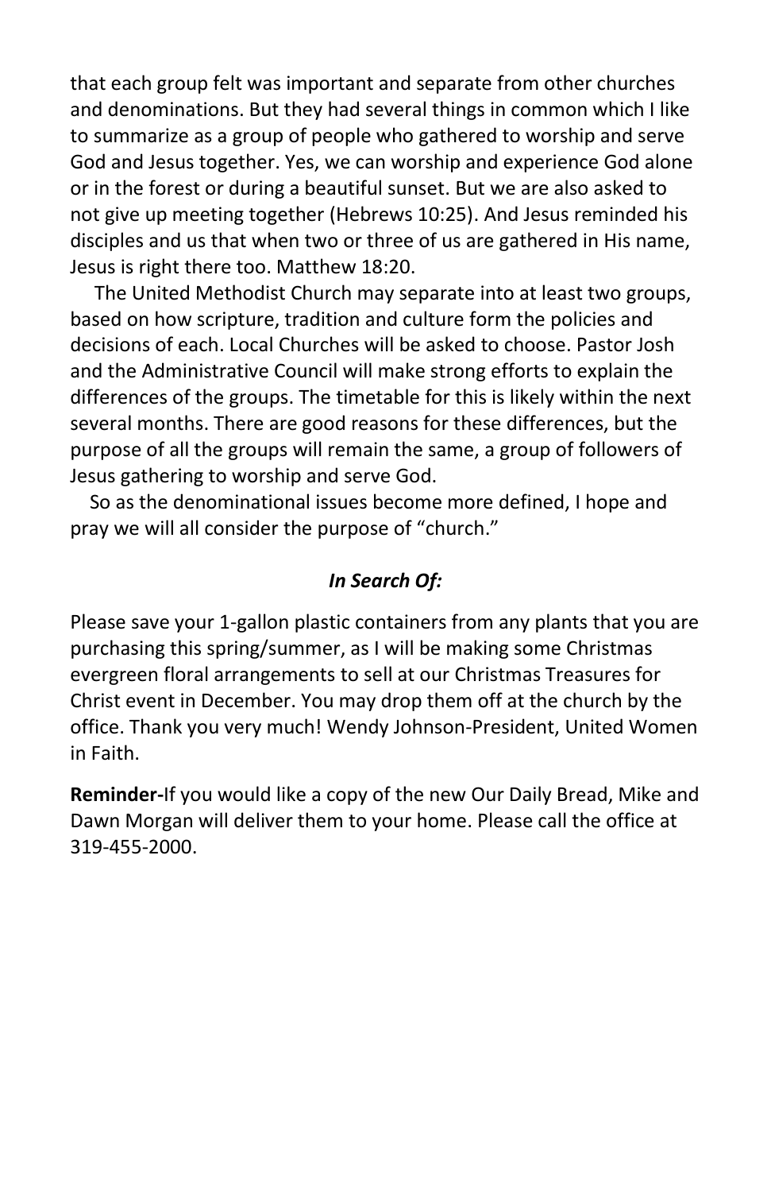that each group felt was important and separate from other churches and denominations. But they had several things in common which I like to summarize as a group of people who gathered to worship and serve God and Jesus together. Yes, we can worship and experience God alone or in the forest or during a beautiful sunset. But we are also asked to not give up meeting together (Hebrews 10:25). And Jesus reminded his disciples and us that when two or three of us are gathered in His name, Jesus is right there too. Matthew 18:20.

The United Methodist Church may separate into at least two groups, based on how scripture, tradition and culture form the policies and decisions of each. Local Churches will be asked to choose. Pastor Josh and the Administrative Council will make strong efforts to explain the differences of the groups. The timetable for this is likely within the next several months. There are good reasons for these differences, but the purpose of all the groups will remain the same, a group of followers of Jesus gathering to worship and serve God.

So as the denominational issues become more defined, I hope and pray we will all consider the purpose of "church."

### ***In Search Of:***

Please save your 1-gallon plastic containers from any plants that you are purchasing this spring/summer, as I will be making some Christmas evergreen floral arrangements to sell at our Christmas Treasures for Christ event in December. You may drop them off at the church by the office. Thank you very much! Wendy Johnson-President, United Women in Faith.

**Reminder-**If you would like a copy of the new Our Daily Bread, Mike and Dawn Morgan will deliver them to your home. Please call the office at 319-455-2000.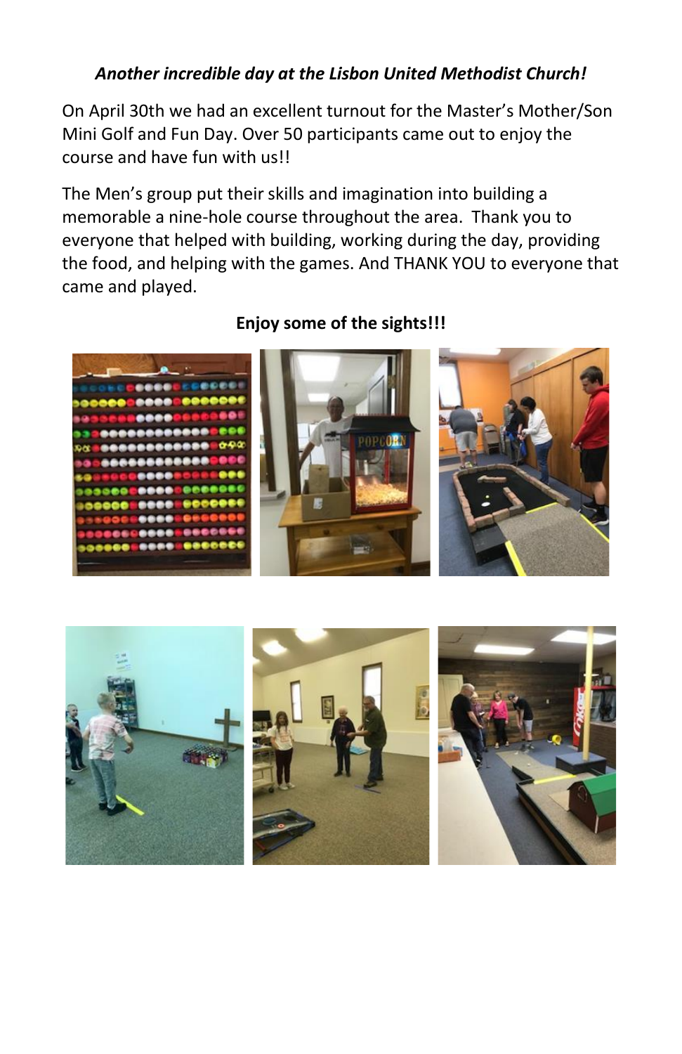***Another incredible day at the Lisbon United Methodist Church!***

On April 30th we had an excellent turnout for the Master's Mother/Son Mini Golf and Fun Day. Over 50 participants came out to enjoy the course and have fun with us!!

The Men's group put their skills and imagination into building a memorable a nine-hole course throughout the area. Thank you to everyone that helped with building, working during the day, providing the food, and helping with the games. And THANK YOU to everyone that came and played.

**Enjoy some of the sights!!!**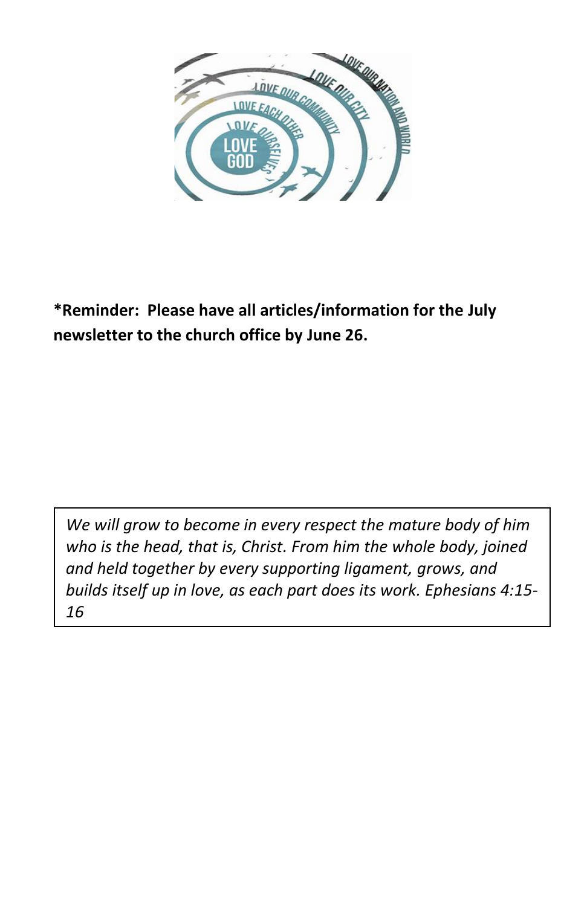LOVE GOD
LOVE OURSELVES
LOVE EACH OTHER
LOVE OUR COMMUNITY
LOVE OUR CITY
LOVE OUR NATION AND WORLD

**\*Reminder: Please have all articles/information for the July newsletter to the church office by June 26.**

*We will grow to become in every respect the mature body of him who is the head, that is, Christ. From him the whole body, joined and held together by every supporting ligament, grows, and builds itself up in love, as each part does its work. Ephesians 4:15-16*